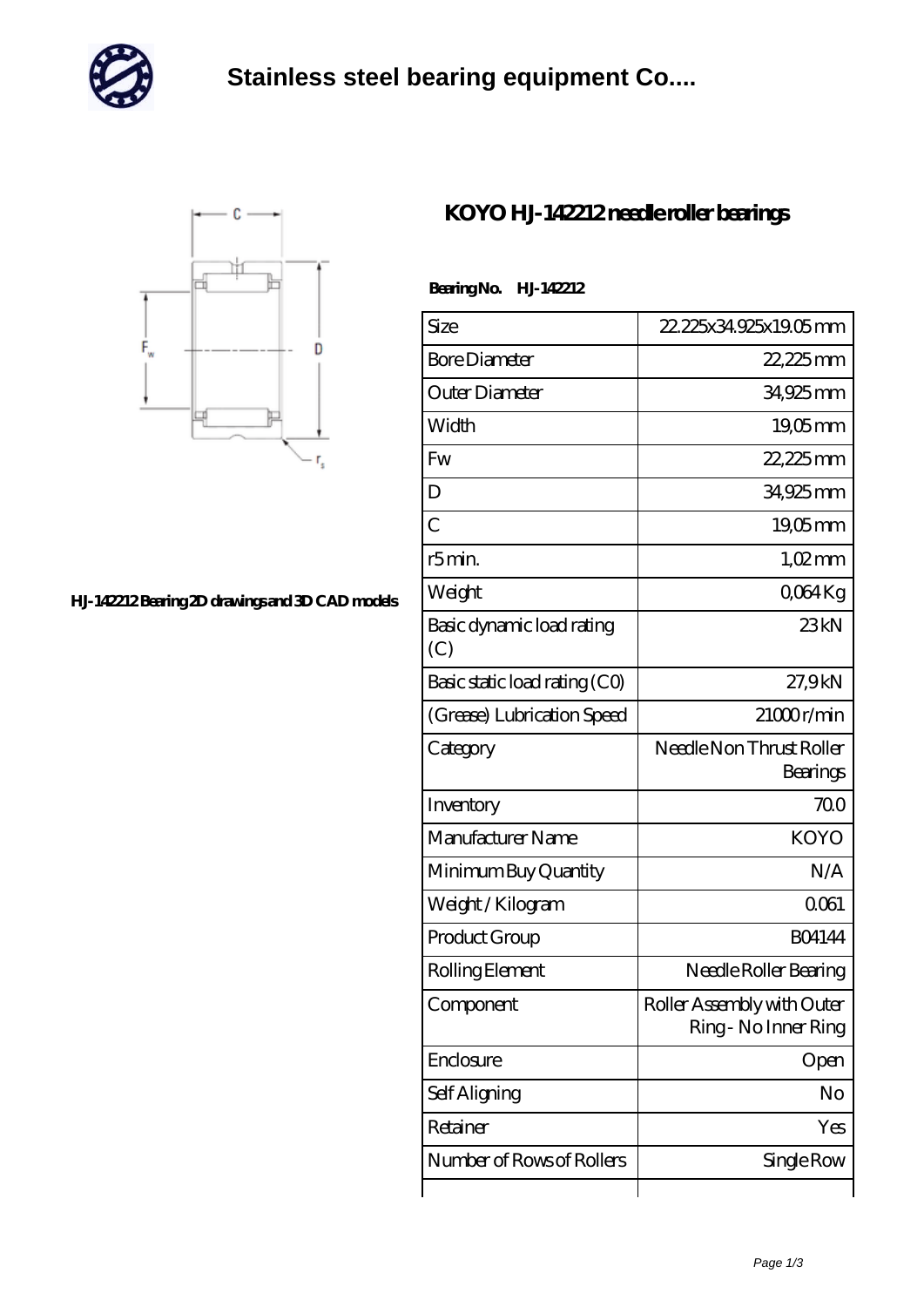# Stainless steel bearing equipment Co....

## KOYO HJ-142212 needle roller bearings

HJ-142212 Bearing 2D drawings and 3D CAD models

**Bearing No. HJ-142212**

| | |
|---|---|
| Size | 22.225x34.925x19.05 mm |
| Bore Diameter | 22,225 mm |
| Outer Diameter | 34,925 mm |
| Width | 19,05 mm |
| Fw | 22,225 mm |
| D | 34,925 mm |
| C | 19,05 mm |
| r5 min. | 1,02 mm |
| Weight | 0,064 Kg |
| Basic dynamic load rating (C) | 23 kN |
| Basic static load rating (C0) | 27,9 kN |
| (Grease) Lubrication Speed | 21000 r/min |
| Category | Needle Non Thrust Roller Bearings |
| Inventory | 70.0 |
| Manufacturer Name | KOYO |
| Minimum Buy Quantity | N/A |
| Weight / Kilogram | 0.061 |
| Product Group | B04144 |
| Rolling Element | Needle Roller Bearing |
| Component | Roller Assembly with Outer Ring - No Inner Ring |
| Enclosure | Open |
| Self Aligning | No |
| Retainer | Yes |
| Number of Rows of Rollers | Single Row |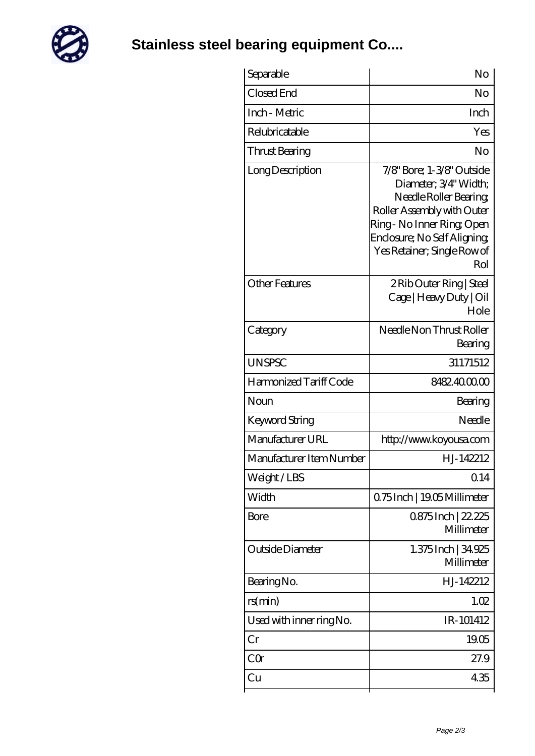# Stainless steel bearing equipment Co....

| Separable | No |
|---|---|
| Closed End | No |
| Inch - Metric | Inch |
| Relubricatable | Yes |
| Thrust Bearing | No |
| Long Description | 7/8" Bore; 1-3/8" Outside Diameter; 3/4" Width; Needle Roller Bearing; Roller Assembly with Outer Ring - No Inner Ring; Open Enclosure; No Self Aligning; Yes Retainer; Single Row of Rol |
| Other Features | 2 Rib Outer Ring \| Steel Cage \| Heavy Duty \| Oil Hole |
| Category | Needle Non Thrust Roller Bearing |
| UNSPSC | 31171512 |
| Harmonized Tariff Code | 8482.40.00.00 |
| Noun | Bearing |
| Keyword String | Needle |
| Manufacturer URL | http://www.koyousa.com |
| Manufacturer Item Number | HJ-142212 |
| Weight / LBS | 0.14 |
| Width | 0.75 Inch \| 19.05 Millimeter |
| Bore | 0.875 Inch \| 22.225 Millimeter |
| Outside Diameter | 1.375 Inch \| 34.925 Millimeter |
| Bearing No. | HJ-142212 |
| rs(min) | 1.02 |
| Used with inner ring No. | IR-101412 |
| Cr | 19.05 |
| C0r | 27.9 |
| Cu | 4.35 |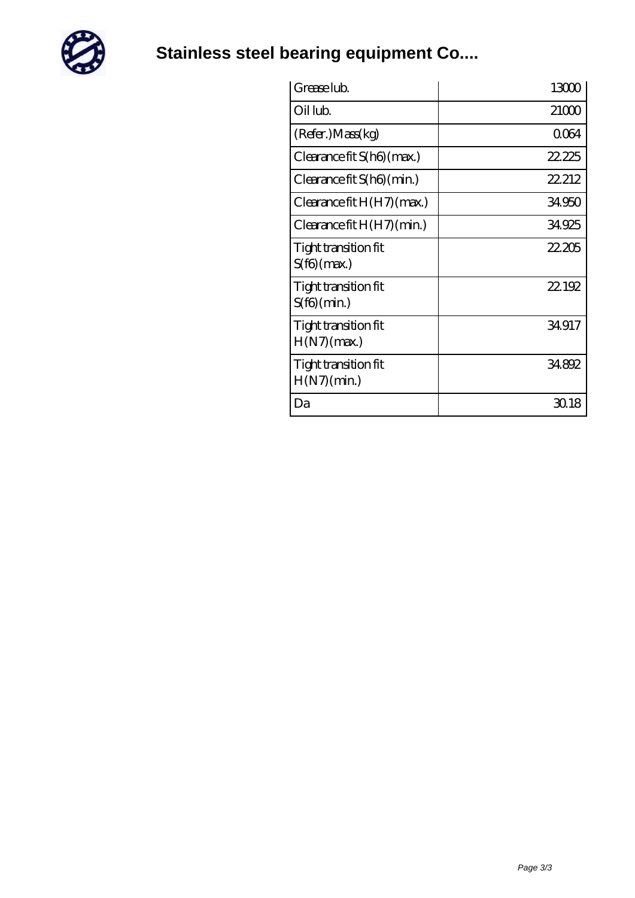# Stainless steel bearing equipment Co....

| | |
|---|---|
| Grease lub. | 13000 |
| Oil lub. | 21000 |
| (Refer.)Mass(kg) | 0.064 |
| Clearance fit S(h6)(max.) | 22.225 |
| Clearance fit S(h6)(min.) | 22.212 |
| Clearance fit H(H7)(max.) | 34.950 |
| Clearance fit H(H7)(min.) | 34.925 |
| Tight transition fit S(f6)(max.) | 22.205 |
| Tight transition fit S(f6)(min.) | 22.192 |
| Tight transition fit H(N7)(max.) | 34.917 |
| Tight transition fit H(N7)(min.) | 34.892 |
| Da | 30.18 |